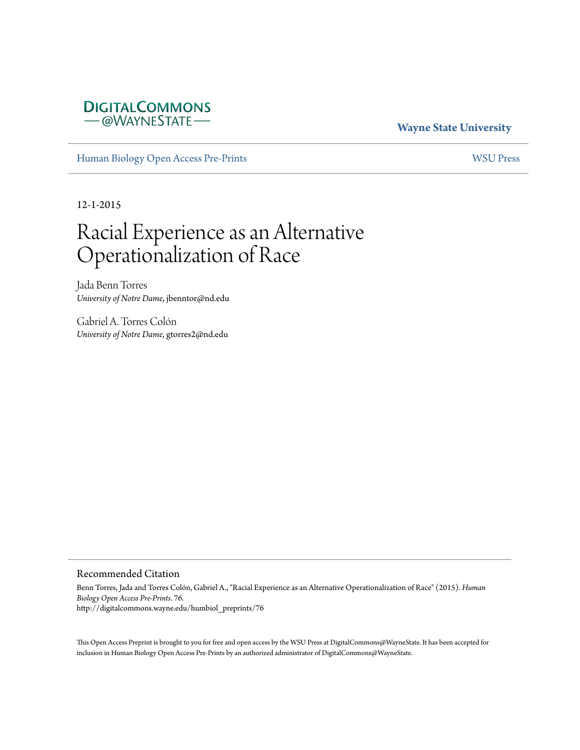DigitalCommons@WayneState

Wayne State University

Human Biology Open Access Pre-Prints

WSU Press

12-1-2015

# Racial Experience as an Alternative Operationalization of Race

Jada Benn Torres
*University of Notre Dame*, jbenntor@nd.edu

Gabriel A. Torres Colón
*University of Notre Dame*, gtorres2@nd.edu

## Recommended Citation

Benn Torres, Jada and Torres Colón, Gabriel A., "Racial Experience as an Alternative Operationalization of Race" (2015). *Human Biology Open Access Pre-Prints*. 76.
http://digitalcommons.wayne.edu/humbiol_preprints/76

This Open Access Preprint is brought to you for free and open access by the WSU Press at DigitalCommons@WayneState. It has been accepted for inclusion in Human Biology Open Access Pre-Prints by an authorized administrator of DigitalCommons@WayneState.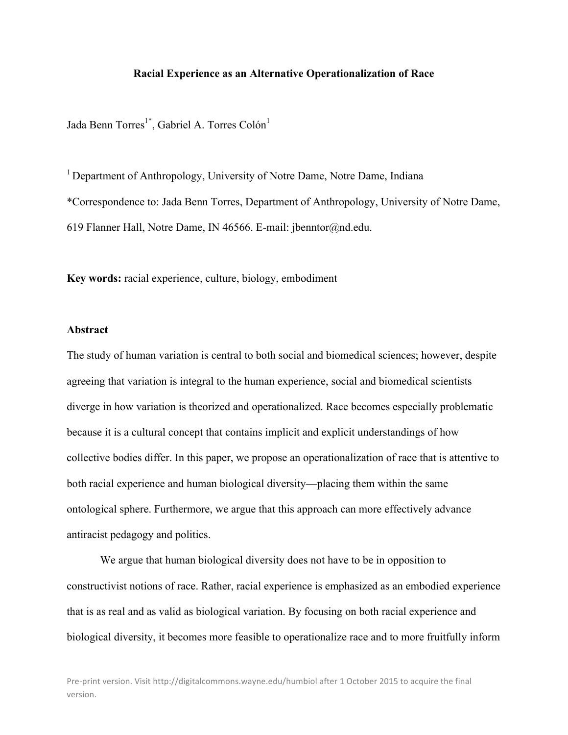**Racial Experience as an Alternative Operationalization of Race**

Jada Benn Torres[1*], Gabriel A. Torres Colón[1]

[1] Department of Anthropology, University of Notre Dame, Notre Dame, Indiana

*Correspondence to: Jada Benn Torres, Department of Anthropology, University of Notre Dame, 619 Flanner Hall, Notre Dame, IN 46566. E-mail: jbenntor@nd.edu.

**Key words:** racial experience, culture, biology, embodiment

## Abstract

The study of human variation is central to both social and biomedical sciences; however, despite agreeing that variation is integral to the human experience, social and biomedical scientists diverge in how variation is theorized and operationalized. Race becomes especially problematic because it is a cultural concept that contains implicit and explicit understandings of how collective bodies differ. In this paper, we propose an operationalization of race that is attentive to both racial experience and human biological diversity—placing them within the same ontological sphere. Furthermore, we argue that this approach can more effectively advance antiracist pedagogy and politics.

We argue that human biological diversity does not have to be in opposition to constructivist notions of race. Rather, racial experience is emphasized as an embodied experience that is as real and as valid as biological variation. By focusing on both racial experience and biological diversity, it becomes more feasible to operationalize race and to more fruitfully inform

Pre-print version. Visit http://digitalcommons.wayne.edu/humbiol after 1 October 2015 to acquire the final version.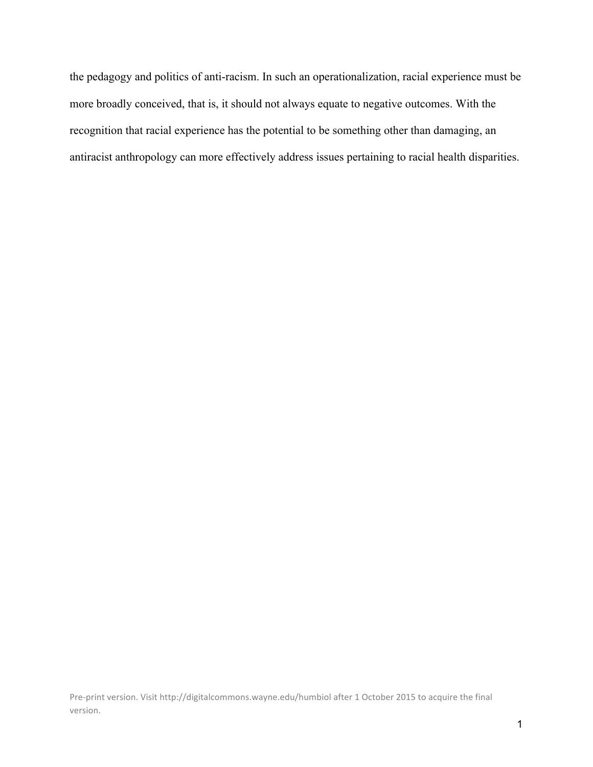the pedagogy and politics of anti-racism. In such an operationalization, racial experience must be more broadly conceived, that is, it should not always equate to negative outcomes. With the recognition that racial experience has the potential to be something other than damaging, an antiracist anthropology can more effectively address issues pertaining to racial health disparities.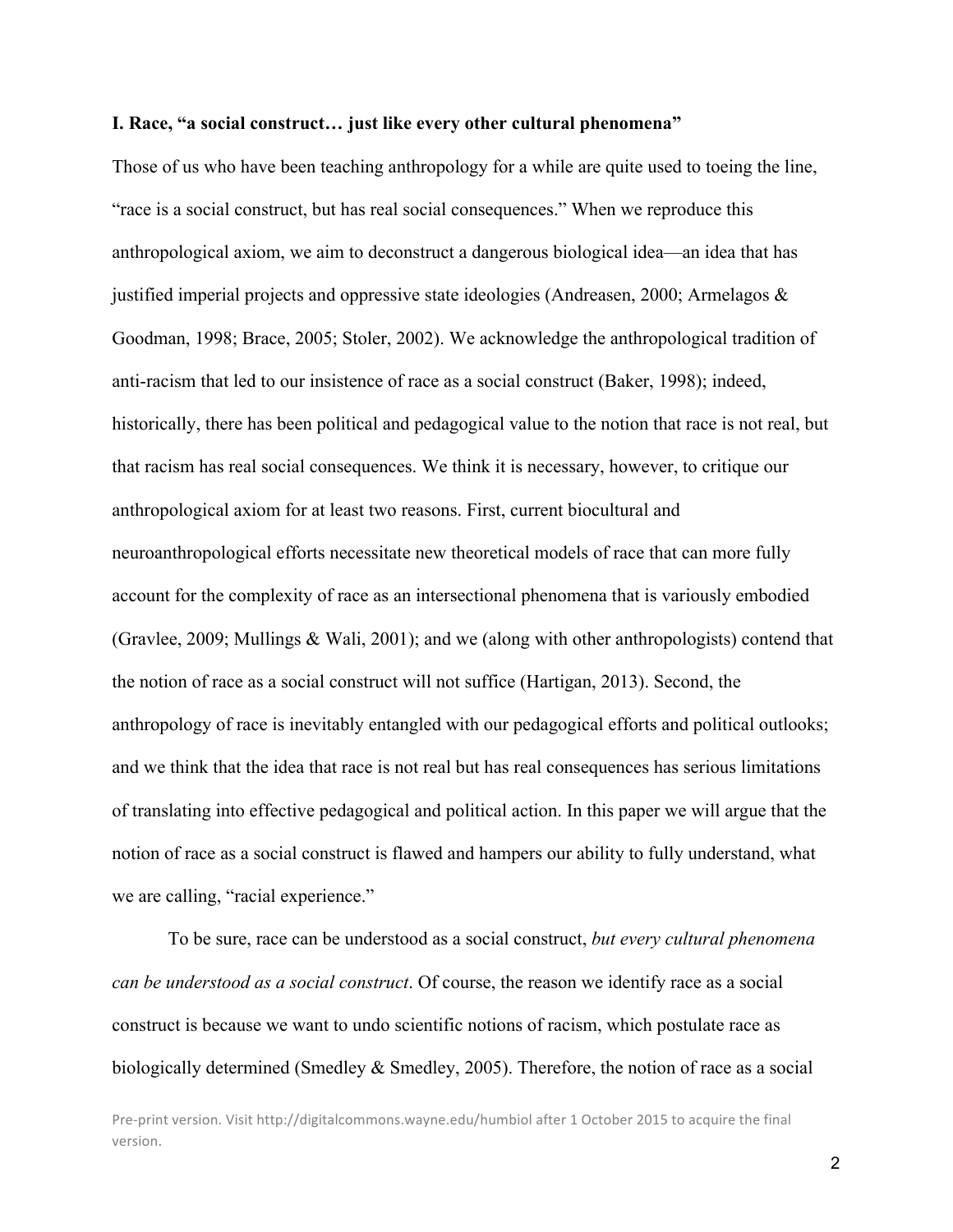**I. Race, "a social construct… just like every other cultural phenomena"**

Those of us who have been teaching anthropology for a while are quite used to toeing the line, "race is a social construct, but has real social consequences." When we reproduce this anthropological axiom, we aim to deconstruct a dangerous biological idea—an idea that has justified imperial projects and oppressive state ideologies (Andreasen, 2000; Armelagos & Goodman, 1998; Brace, 2005; Stoler, 2002). We acknowledge the anthropological tradition of anti-racism that led to our insistence of race as a social construct (Baker, 1998); indeed, historically, there has been political and pedagogical value to the notion that race is not real, but that racism has real social consequences. We think it is necessary, however, to critique our anthropological axiom for at least two reasons. First, current biocultural and neuroanthropological efforts necessitate new theoretical models of race that can more fully account for the complexity of race as an intersectional phenomena that is variously embodied (Gravlee, 2009; Mullings & Wali, 2001); and we (along with other anthropologists) contend that the notion of race as a social construct will not suffice (Hartigan, 2013). Second, the anthropology of race is inevitably entangled with our pedagogical efforts and political outlooks; and we think that the idea that race is not real but has real consequences has serious limitations of translating into effective pedagogical and political action. In this paper we will argue that the notion of race as a social construct is flawed and hampers our ability to fully understand, what we are calling, "racial experience."

To be sure, race can be understood as a social construct, *but every cultural phenomena can be understood as a social construct*. Of course, the reason we identify race as a social construct is because we want to undo scientific notions of racism, which postulate race as biologically determined (Smedley & Smedley, 2005). Therefore, the notion of race as a social

Pre-print version. Visit http://digitalcommons.wayne.edu/humbiol after 1 October 2015 to acquire the final version.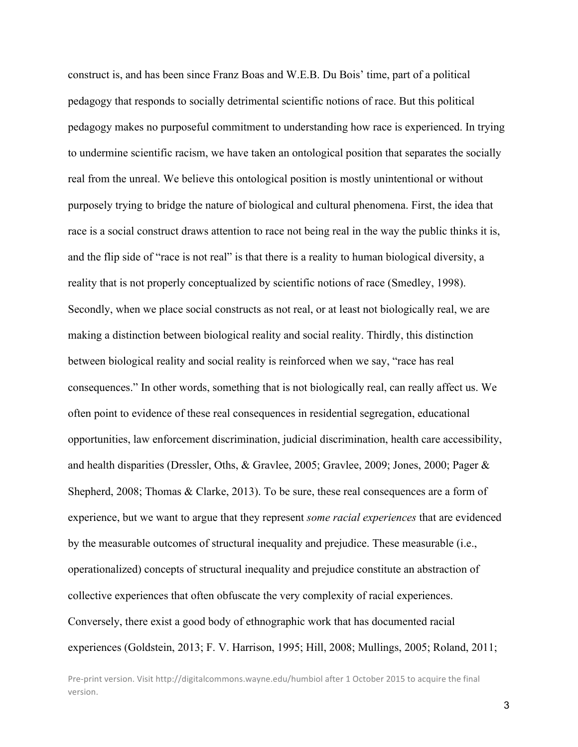construct is, and has been since Franz Boas and W.E.B. Du Bois' time, part of a political pedagogy that responds to socially detrimental scientific notions of race. But this political pedagogy makes no purposeful commitment to understanding how race is experienced. In trying to undermine scientific racism, we have taken an ontological position that separates the socially real from the unreal. We believe this ontological position is mostly unintentional or without purposely trying to bridge the nature of biological and cultural phenomena. First, the idea that race is a social construct draws attention to race not being real in the way the public thinks it is, and the flip side of "race is not real" is that there is a reality to human biological diversity, a reality that is not properly conceptualized by scientific notions of race (Smedley, 1998). Secondly, when we place social constructs as not real, or at least not biologically real, we are making a distinction between biological reality and social reality. Thirdly, this distinction between biological reality and social reality is reinforced when we say, "race has real consequences." In other words, something that is not biologically real, can really affect us. We often point to evidence of these real consequences in residential segregation, educational opportunities, law enforcement discrimination, judicial discrimination, health care accessibility, and health disparities (Dressler, Oths, & Gravlee, 2005; Gravlee, 2009; Jones, 2000; Pager & Shepherd, 2008; Thomas & Clarke, 2013). To be sure, these real consequences are a form of experience, but we want to argue that they represent *some racial experiences* that are evidenced by the measurable outcomes of structural inequality and prejudice. These measurable (i.e., operationalized) concepts of structural inequality and prejudice constitute an abstraction of collective experiences that often obfuscate the very complexity of racial experiences. Conversely, there exist a good body of ethnographic work that has documented racial experiences (Goldstein, 2013; F. V. Harrison, 1995; Hill, 2008; Mullings, 2005; Roland, 2011;

Pre-print version. Visit http://digitalcommons.wayne.edu/humbiol after 1 October 2015 to acquire the final version.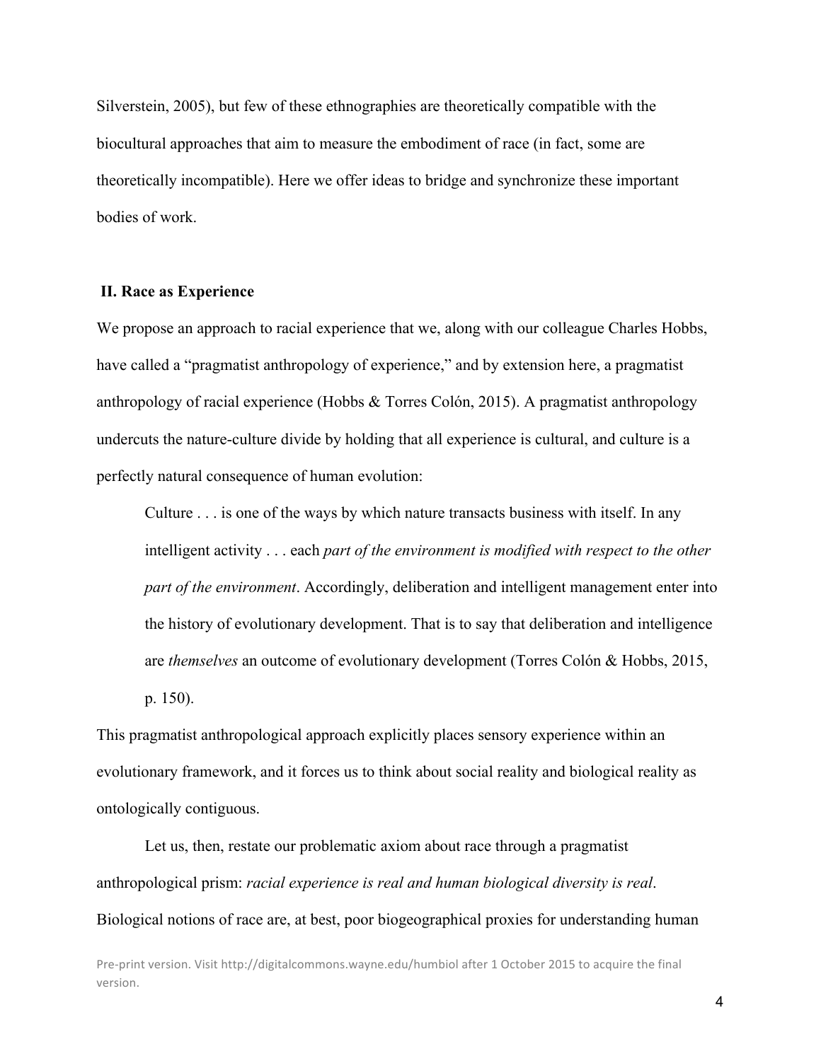Silverstein, 2005), but few of these ethnographies are theoretically compatible with the biocultural approaches that aim to measure the embodiment of race (in fact, some are theoretically incompatible). Here we offer ideas to bridge and synchronize these important bodies of work.

## II. Race as Experience

We propose an approach to racial experience that we, along with our colleague Charles Hobbs, have called a "pragmatist anthropology of experience," and by extension here, a pragmatist anthropology of racial experience (Hobbs & Torres Colón, 2015). A pragmatist anthropology undercuts the nature-culture divide by holding that all experience is cultural, and culture is a perfectly natural consequence of human evolution:

> Culture . . . is one of the ways by which nature transacts business with itself. In any intelligent activity . . . each *part of the environment is modified with respect to the other part of the environment*. Accordingly, deliberation and intelligent management enter into the history of evolutionary development. That is to say that deliberation and intelligence are *themselves* an outcome of evolutionary development (Torres Colón & Hobbs, 2015, p. 150).

This pragmatist anthropological approach explicitly places sensory experience within an evolutionary framework, and it forces us to think about social reality and biological reality as ontologically contiguous.

Let us, then, restate our problematic axiom about race through a pragmatist anthropological prism: *racial experience is real and human biological diversity is real*. Biological notions of race are, at best, poor biogeographical proxies for understanding human

Pre-print version. Visit http://digitalcommons.wayne.edu/humbiol after 1 October 2015 to acquire the final version.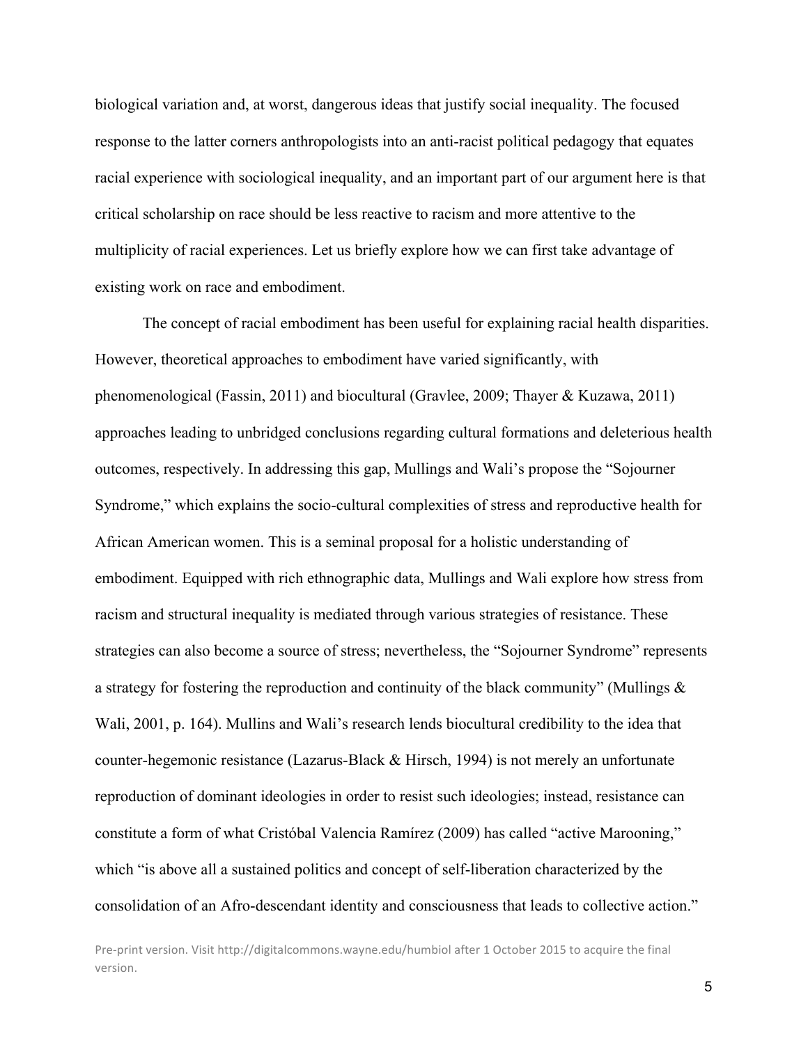biological variation and, at worst, dangerous ideas that justify social inequality. The focused response to the latter corners anthropologists into an anti-racist political pedagogy that equates racial experience with sociological inequality, and an important part of our argument here is that critical scholarship on race should be less reactive to racism and more attentive to the multiplicity of racial experiences. Let us briefly explore how we can first take advantage of existing work on race and embodiment.

The concept of racial embodiment has been useful for explaining racial health disparities. However, theoretical approaches to embodiment have varied significantly, with phenomenological (Fassin, 2011) and biocultural (Gravlee, 2009; Thayer & Kuzawa, 2011) approaches leading to unbridged conclusions regarding cultural formations and deleterious health outcomes, respectively. In addressing this gap, Mullings and Wali's propose the "Sojourner Syndrome," which explains the socio-cultural complexities of stress and reproductive health for African American women. This is a seminal proposal for a holistic understanding of embodiment. Equipped with rich ethnographic data, Mullings and Wali explore how stress from racism and structural inequality is mediated through various strategies of resistance. These strategies can also become a source of stress; nevertheless, the "Sojourner Syndrome" represents a strategy for fostering the reproduction and continuity of the black community" (Mullings & Wali, 2001, p. 164). Mullins and Wali's research lends biocultural credibility to the idea that counter-hegemonic resistance (Lazarus-Black & Hirsch, 1994) is not merely an unfortunate reproduction of dominant ideologies in order to resist such ideologies; instead, resistance can constitute a form of what Cristóbal Valencia Ramírez (2009) has called "active Marooning," which "is above all a sustained politics and concept of self-liberation characterized by the consolidation of an Afro-descendant identity and consciousness that leads to collective action."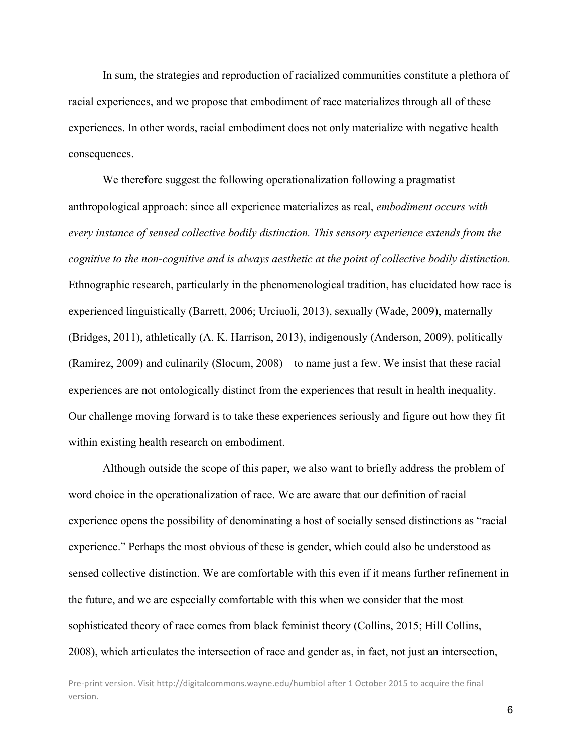In sum, the strategies and reproduction of racialized communities constitute a plethora of racial experiences, and we propose that embodiment of race materializes through all of these experiences. In other words, racial embodiment does not only materialize with negative health consequences.

We therefore suggest the following operationalization following a pragmatist anthropological approach: since all experience materializes as real, *embodiment occurs with every instance of sensed collective bodily distinction. This sensory experience extends from the cognitive to the non-cognitive and is always aesthetic at the point of collective bodily distinction.* Ethnographic research, particularly in the phenomenological tradition, has elucidated how race is experienced linguistically (Barrett, 2006; Urciuoli, 2013), sexually (Wade, 2009), maternally (Bridges, 2011), athletically (A. K. Harrison, 2013), indigenously (Anderson, 2009), politically (Ramírez, 2009) and culinarily (Slocum, 2008)—to name just a few. We insist that these racial experiences are not ontologically distinct from the experiences that result in health inequality. Our challenge moving forward is to take these experiences seriously and figure out how they fit within existing health research on embodiment.

Although outside the scope of this paper, we also want to briefly address the problem of word choice in the operationalization of race. We are aware that our definition of racial experience opens the possibility of denominating a host of socially sensed distinctions as "racial experience." Perhaps the most obvious of these is gender, which could also be understood as sensed collective distinction. We are comfortable with this even if it means further refinement in the future, and we are especially comfortable with this when we consider that the most sophisticated theory of race comes from black feminist theory (Collins, 2015; Hill Collins, 2008), which articulates the intersection of race and gender as, in fact, not just an intersection,

Pre-print version. Visit http://digitalcommons.wayne.edu/humbiol after 1 October 2015 to acquire the final version.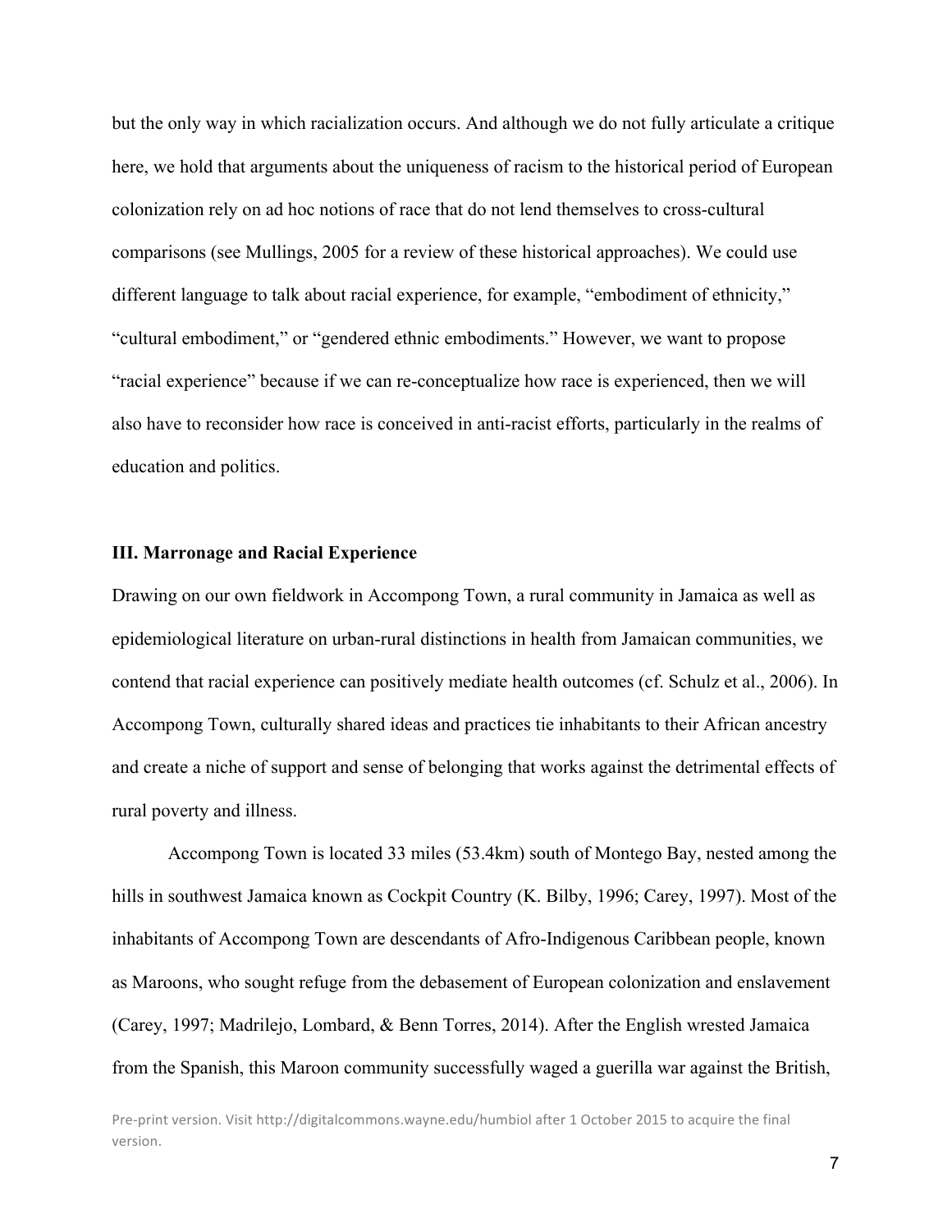but the only way in which racialization occurs. And although we do not fully articulate a critique here, we hold that arguments about the uniqueness of racism to the historical period of European colonization rely on ad hoc notions of race that do not lend themselves to cross-cultural comparisons (see Mullings, 2005 for a review of these historical approaches). We could use different language to talk about racial experience, for example, "embodiment of ethnicity," "cultural embodiment," or "gendered ethnic embodiments." However, we want to propose "racial experience" because if we can re-conceptualize how race is experienced, then we will also have to reconsider how race is conceived in anti-racist efforts, particularly in the realms of education and politics.

## III. Marronage and Racial Experience

Drawing on our own fieldwork in Accompong Town, a rural community in Jamaica as well as epidemiological literature on urban-rural distinctions in health from Jamaican communities, we contend that racial experience can positively mediate health outcomes (cf. Schulz et al., 2006). In Accompong Town, culturally shared ideas and practices tie inhabitants to their African ancestry and create a niche of support and sense of belonging that works against the detrimental effects of rural poverty and illness.

Accompong Town is located 33 miles (53.4km) south of Montego Bay, nested among the hills in southwest Jamaica known as Cockpit Country (K. Bilby, 1996; Carey, 1997). Most of the inhabitants of Accompong Town are descendants of Afro-Indigenous Caribbean people, known as Maroons, who sought refuge from the debasement of European colonization and enslavement (Carey, 1997; Madrilejo, Lombard, & Benn Torres, 2014). After the English wrested Jamaica from the Spanish, this Maroon community successfully waged a guerilla war against the British,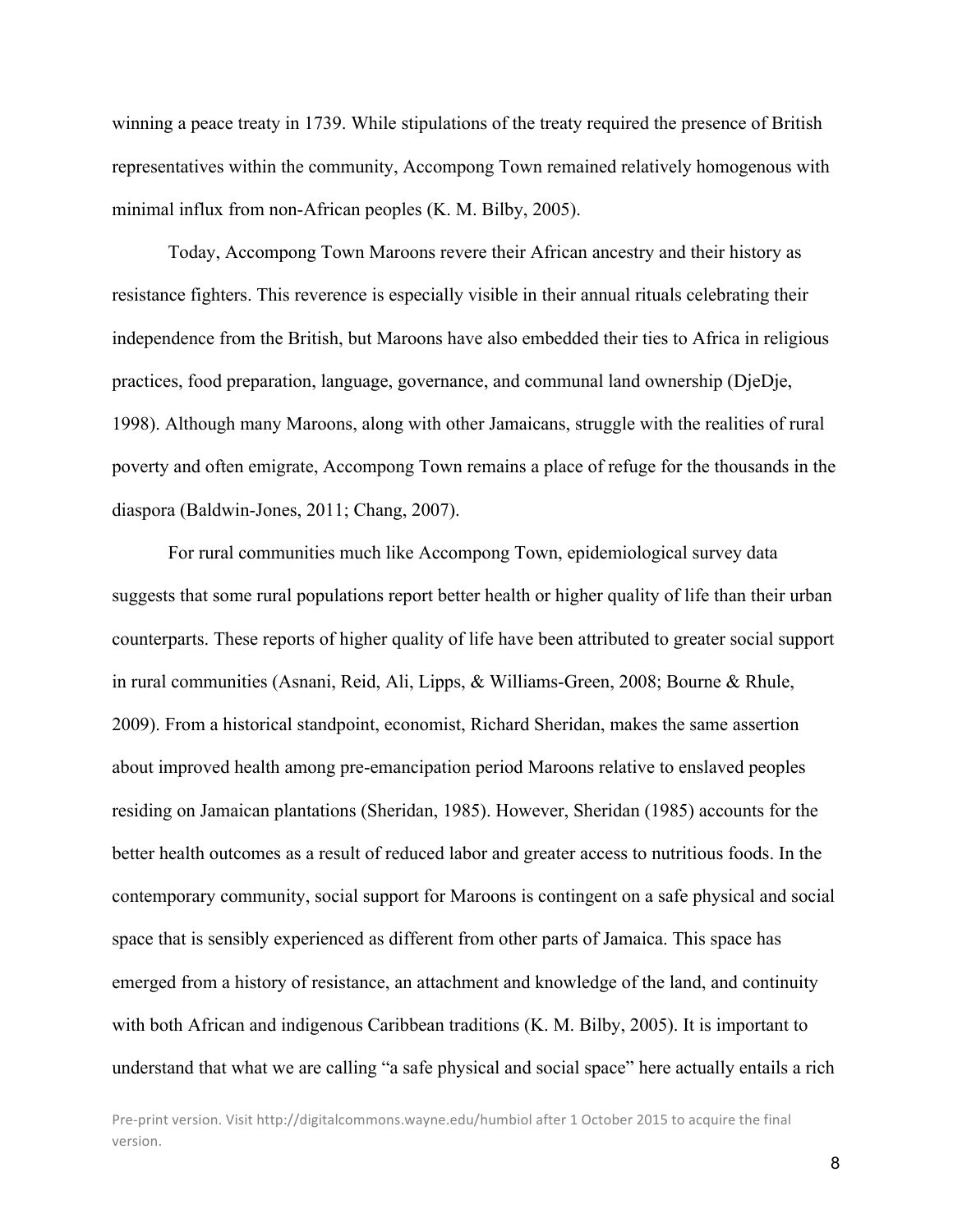winning a peace treaty in 1739. While stipulations of the treaty required the presence of British representatives within the community, Accompong Town remained relatively homogenous with minimal influx from non-African peoples (K. M. Bilby, 2005).

Today, Accompong Town Maroons revere their African ancestry and their history as resistance fighters. This reverence is especially visible in their annual rituals celebrating their independence from the British, but Maroons have also embedded their ties to Africa in religious practices, food preparation, language, governance, and communal land ownership (DjeDje, 1998). Although many Maroons, along with other Jamaicans, struggle with the realities of rural poverty and often emigrate, Accompong Town remains a place of refuge for the thousands in the diaspora (Baldwin-Jones, 2011; Chang, 2007).

For rural communities much like Accompong Town, epidemiological survey data suggests that some rural populations report better health or higher quality of life than their urban counterparts. These reports of higher quality of life have been attributed to greater social support in rural communities (Asnani, Reid, Ali, Lipps, & Williams-Green, 2008; Bourne & Rhule, 2009). From a historical standpoint, economist, Richard Sheridan, makes the same assertion about improved health among pre-emancipation period Maroons relative to enslaved peoples residing on Jamaican plantations (Sheridan, 1985). However, Sheridan (1985) accounts for the better health outcomes as a result of reduced labor and greater access to nutritious foods. In the contemporary community, social support for Maroons is contingent on a safe physical and social space that is sensibly experienced as different from other parts of Jamaica. This space has emerged from a history of resistance, an attachment and knowledge of the land, and continuity with both African and indigenous Caribbean traditions (K. M. Bilby, 2005). It is important to understand that what we are calling "a safe physical and social space" here actually entails a rich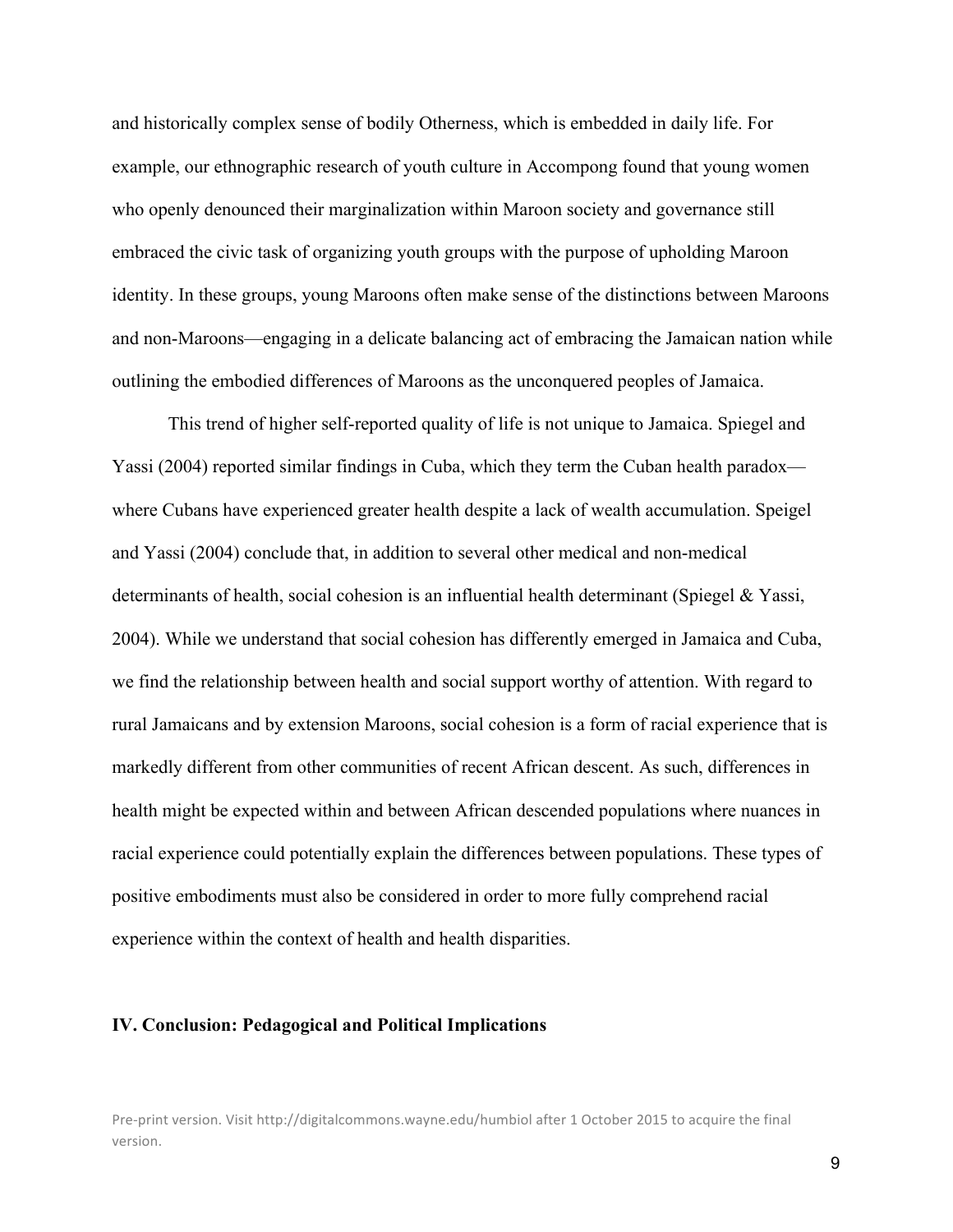and historically complex sense of bodily Otherness, which is embedded in daily life. For example, our ethnographic research of youth culture in Accompong found that young women who openly denounced their marginalization within Maroon society and governance still embraced the civic task of organizing youth groups with the purpose of upholding Maroon identity. In these groups, young Maroons often make sense of the distinctions between Maroons and non-Maroons—engaging in a delicate balancing act of embracing the Jamaican nation while outlining the embodied differences of Maroons as the unconquered peoples of Jamaica.

This trend of higher self-reported quality of life is not unique to Jamaica. Spiegel and Yassi (2004) reported similar findings in Cuba, which they term the Cuban health paradox—where Cubans have experienced greater health despite a lack of wealth accumulation. Speigel and Yassi (2004) conclude that, in addition to several other medical and non-medical determinants of health, social cohesion is an influential health determinant (Spiegel & Yassi, 2004). While we understand that social cohesion has differently emerged in Jamaica and Cuba, we find the relationship between health and social support worthy of attention. With regard to rural Jamaicans and by extension Maroons, social cohesion is a form of racial experience that is markedly different from other communities of recent African descent. As such, differences in health might be expected within and between African descended populations where nuances in racial experience could potentially explain the differences between populations. These types of positive embodiments must also be considered in order to more fully comprehend racial experience within the context of health and health disparities.

## IV. Conclusion: Pedagogical and Political Implications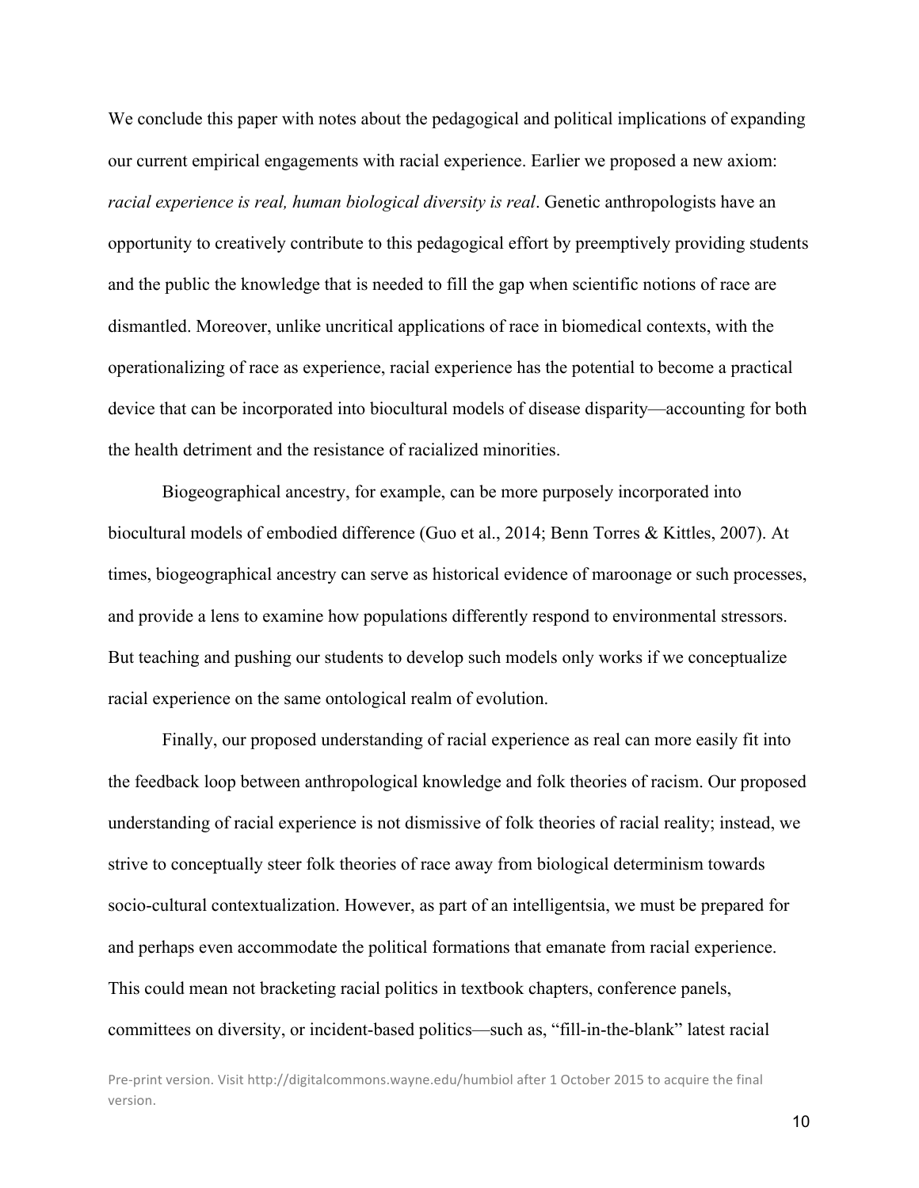We conclude this paper with notes about the pedagogical and political implications of expanding our current empirical engagements with racial experience. Earlier we proposed a new axiom: *racial experience is real, human biological diversity is real*. Genetic anthropologists have an opportunity to creatively contribute to this pedagogical effort by preemptively providing students and the public the knowledge that is needed to fill the gap when scientific notions of race are dismantled. Moreover, unlike uncritical applications of race in biomedical contexts, with the operationalizing of race as experience, racial experience has the potential to become a practical device that can be incorporated into biocultural models of disease disparity—accounting for both the health detriment and the resistance of racialized minorities.

Biogeographical ancestry, for example, can be more purposely incorporated into biocultural models of embodied difference (Guo et al., 2014; Benn Torres & Kittles, 2007). At times, biogeographical ancestry can serve as historical evidence of maroonage or such processes, and provide a lens to examine how populations differently respond to environmental stressors. But teaching and pushing our students to develop such models only works if we conceptualize racial experience on the same ontological realm of evolution.

Finally, our proposed understanding of racial experience as real can more easily fit into the feedback loop between anthropological knowledge and folk theories of racism. Our proposed understanding of racial experience is not dismissive of folk theories of racial reality; instead, we strive to conceptually steer folk theories of race away from biological determinism towards socio-cultural contextualization. However, as part of an intelligentsia, we must be prepared for and perhaps even accommodate the political formations that emanate from racial experience. This could mean not bracketing racial politics in textbook chapters, conference panels, committees on diversity, or incident-based politics—such as, "fill-in-the-blank" latest racial

Pre-print version. Visit http://digitalcommons.wayne.edu/humbiol after 1 October 2015 to acquire the final version.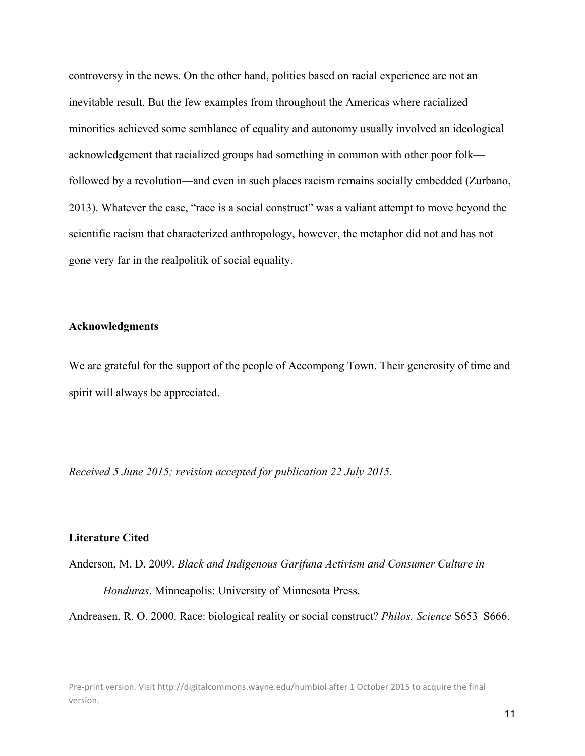controversy in the news. On the other hand, politics based on racial experience are not an inevitable result. But the few examples from throughout the Americas where racialized minorities achieved some semblance of equality and autonomy usually involved an ideological acknowledgement that racialized groups had something in common with other poor folk—followed by a revolution—and even in such places racism remains socially embedded (Zurbano, 2013). Whatever the case, "race is a social construct" was a valiant attempt to move beyond the scientific racism that characterized anthropology, however, the metaphor did not and has not gone very far in the realpolitik of social equality.

**Acknowledgments**

We are grateful for the support of the people of Accompong Town. Their generosity of time and spirit will always be appreciated.

*Received 5 June 2015; revision accepted for publication 22 July 2015.*

**Literature Cited**

Anderson, M. D. 2009. *Black and Indigenous Garifuna Activism and Consumer Culture in Honduras*. Minneapolis: University of Minnesota Press.

Andreasen, R. O. 2000. Race: biological reality or social construct? *Philos. Science* S653–S666.

Pre-print version. Visit http://digitalcommons.wayne.edu/humbiol after 1 October 2015 to acquire the final version.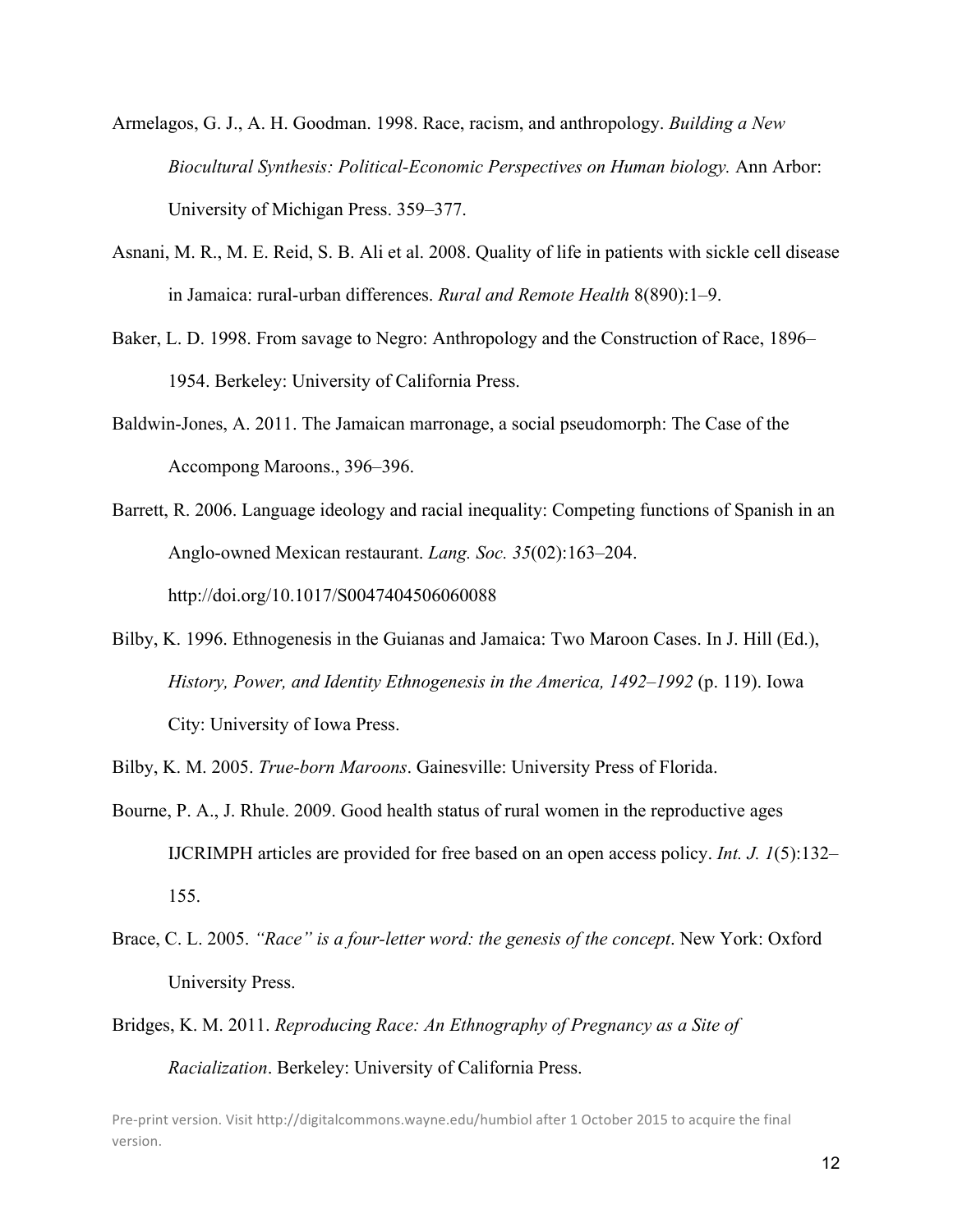Armelagos, G. J., A. H. Goodman. 1998. Race, racism, and anthropology. *Building a New Biocultural Synthesis: Political-Economic Perspectives on Human biology.* Ann Arbor: University of Michigan Press. 359–377.

Asnani, M. R., M. E. Reid, S. B. Ali et al. 2008. Quality of life in patients with sickle cell disease in Jamaica: rural-urban differences. *Rural and Remote Health* 8(890):1–9.

Baker, L. D. 1998. From savage to Negro: Anthropology and the Construction of Race, 1896–1954. Berkeley: University of California Press.

Baldwin-Jones, A. 2011. The Jamaican marronage, a social pseudomorph: The Case of the Accompong Maroons., 396–396.

Barrett, R. 2006. Language ideology and racial inequality: Competing functions of Spanish in an Anglo-owned Mexican restaurant. *Lang. Soc. 35*(02):163–204. http://doi.org/10.1017/S0047404506060088

Bilby, K. 1996. Ethnogenesis in the Guianas and Jamaica: Two Maroon Cases. In J. Hill (Ed.), *History, Power, and Identity Ethnogenesis in the America, 1492–1992* (p. 119). Iowa City: University of Iowa Press.

Bilby, K. M. 2005. *True-born Maroons*. Gainesville: University Press of Florida.

Bourne, P. A., J. Rhule. 2009. Good health status of rural women in the reproductive ages IJCRIMPH articles are provided for free based on an open access policy. *Int. J. 1*(5):132–155.

Brace, C. L. 2005. *"Race" is a four-letter word: the genesis of the concept*. New York: Oxford University Press.

Bridges, K. M. 2011. *Reproducing Race: An Ethnography of Pregnancy as a Site of Racialization*. Berkeley: University of California Press.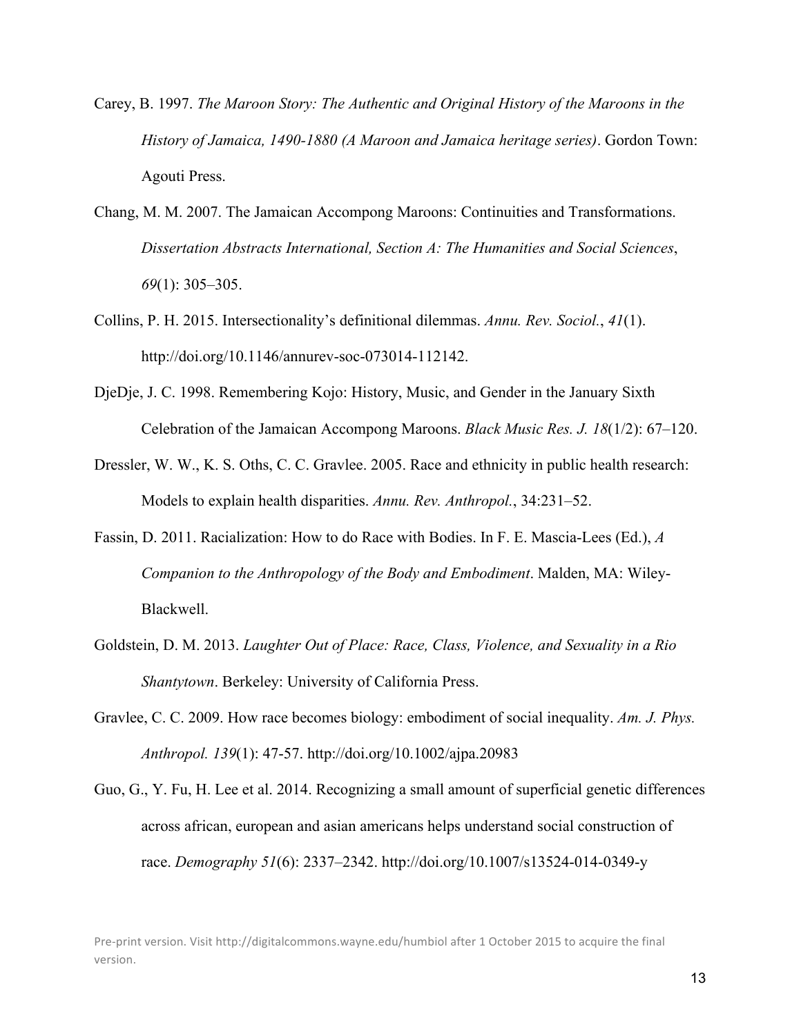Carey, B. 1997. *The Maroon Story: The Authentic and Original History of the Maroons in the History of Jamaica, 1490-1880 (A Maroon and Jamaica heritage series)*. Gordon Town: Agouti Press.

Chang, M. M. 2007. The Jamaican Accompong Maroons: Continuities and Transformations. *Dissertation Abstracts International, Section A: The Humanities and Social Sciences*, *69*(1): 305–305.

Collins, P. H. 2015. Intersectionality's definitional dilemmas. *Annu. Rev. Sociol.*, *41*(1). http://doi.org/10.1146/annurev-soc-073014-112142.

DjeDje, J. C. 1998. Remembering Kojo: History, Music, and Gender in the January Sixth Celebration of the Jamaican Accompong Maroons. *Black Music Res. J. 18*(1/2): 67–120.

Dressler, W. W., K. S. Oths, C. C. Gravlee. 2005. Race and ethnicity in public health research: Models to explain health disparities. *Annu. Rev. Anthropol.*, 34:231–52.

Fassin, D. 2011. Racialization: How to do Race with Bodies. In F. E. Mascia-Lees (Ed.), *A Companion to the Anthropology of the Body and Embodiment*. Malden, MA: Wiley-Blackwell.

Goldstein, D. M. 2013. *Laughter Out of Place: Race, Class, Violence, and Sexuality in a Rio Shantytown*. Berkeley: University of California Press.

Gravlee, C. C. 2009. How race becomes biology: embodiment of social inequality. *Am. J. Phys. Anthropol. 139*(1): 47-57. http://doi.org/10.1002/ajpa.20983

Guo, G., Y. Fu, H. Lee et al. 2014. Recognizing a small amount of superficial genetic differences across african, european and asian americans helps understand social construction of race. *Demography 51*(6): 2337–2342. http://doi.org/10.1007/s13524-014-0349-y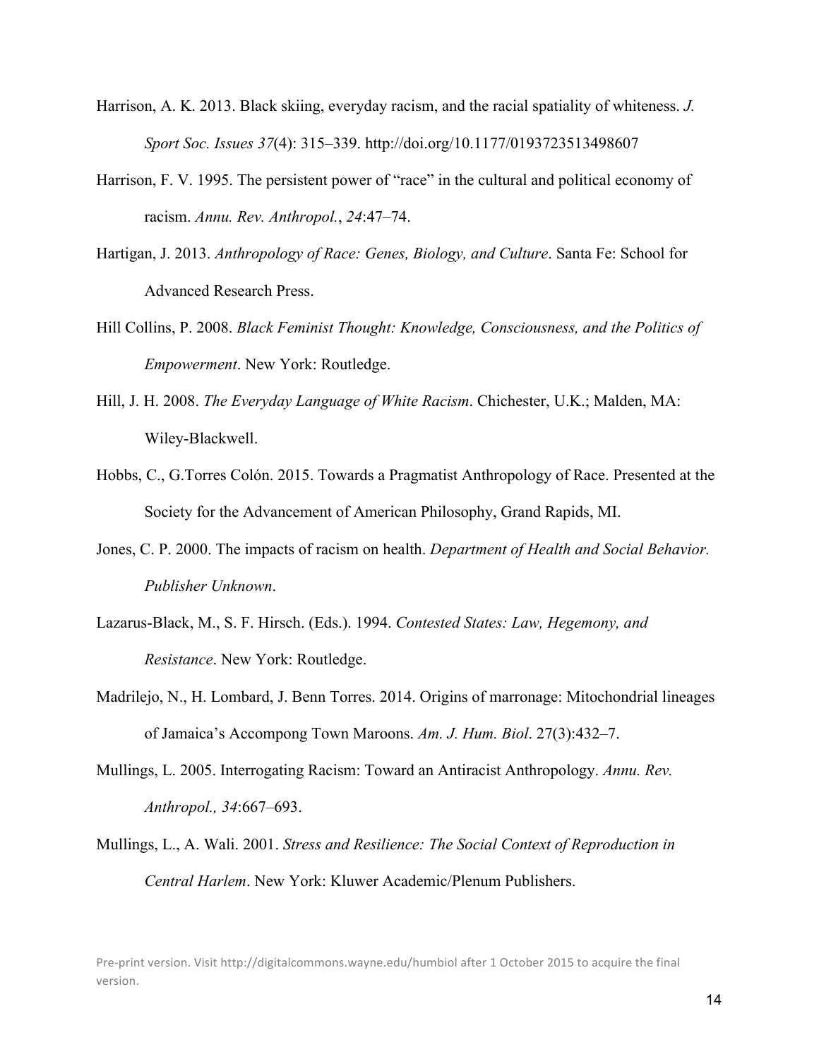Harrison, A. K. 2013. Black skiing, everyday racism, and the racial spatiality of whiteness. *J. Sport Soc. Issues 37*(4): 315–339. http://doi.org/10.1177/0193723513498607

Harrison, F. V. 1995. The persistent power of "race" in the cultural and political economy of racism. *Annu. Rev. Anthropol.*, *24*:47–74.

Hartigan, J. 2013. *Anthropology of Race: Genes, Biology, and Culture*. Santa Fe: School for Advanced Research Press.

Hill Collins, P. 2008. *Black Feminist Thought: Knowledge, Consciousness, and the Politics of Empowerment*. New York: Routledge.

Hill, J. H. 2008. *The Everyday Language of White Racism*. Chichester, U.K.; Malden, MA: Wiley-Blackwell.

Hobbs, C., G.Torres Colón. 2015. Towards a Pragmatist Anthropology of Race. Presented at the Society for the Advancement of American Philosophy, Grand Rapids, MI.

Jones, C. P. 2000. The impacts of racism on health. *Department of Health and Social Behavior. Publisher Unknown*.

Lazarus-Black, M., S. F. Hirsch. (Eds.). 1994. *Contested States: Law, Hegemony, and Resistance*. New York: Routledge.

Madrilejo, N., H. Lombard, J. Benn Torres. 2014. Origins of marronage: Mitochondrial lineages of Jamaica's Accompong Town Maroons. *Am. J. Hum. Biol*. 27(3):432–7.

Mullings, L. 2005. Interrogating Racism: Toward an Antiracist Anthropology. *Annu. Rev. Anthropol., 34*:667–693.

Mullings, L., A. Wali. 2001. *Stress and Resilience: The Social Context of Reproduction in Central Harlem*. New York: Kluwer Academic/Plenum Publishers.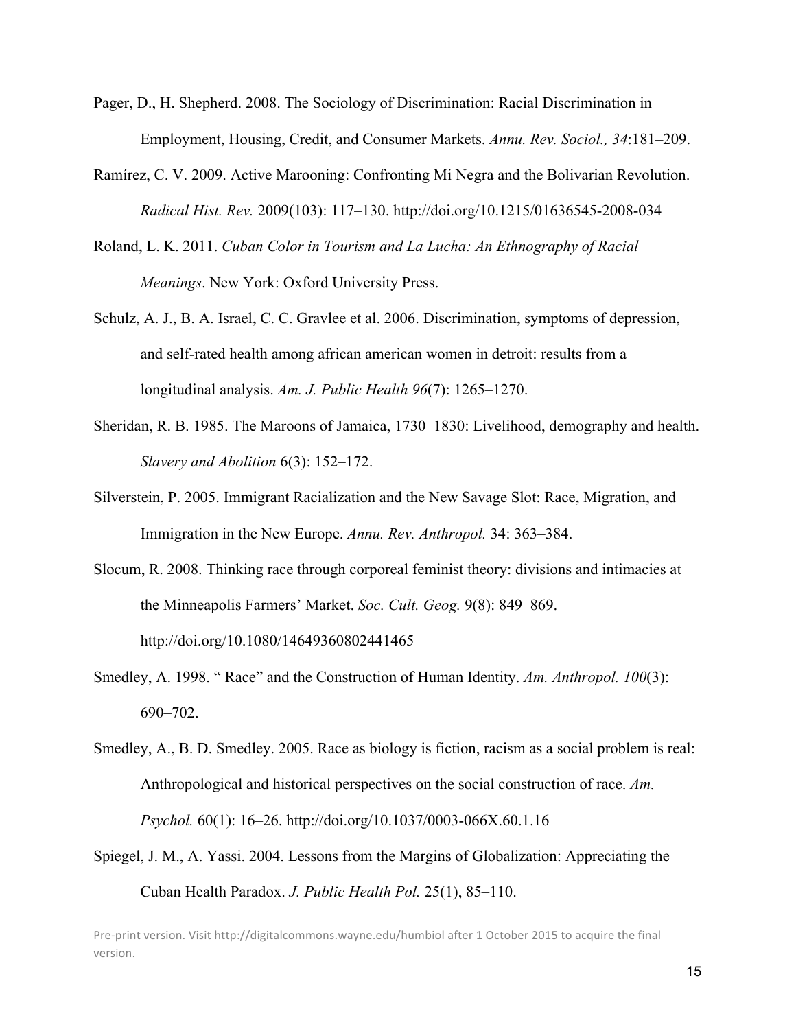Pager, D., H. Shepherd. 2008. The Sociology of Discrimination: Racial Discrimination in Employment, Housing, Credit, and Consumer Markets. *Annu. Rev. Sociol., 34*:181–209.

Ramírez, C. V. 2009. Active Marooning: Confronting Mi Negra and the Bolivarian Revolution. *Radical Hist. Rev.* 2009(103): 117–130. http://doi.org/10.1215/01636545-2008-034

Roland, L. K. 2011. *Cuban Color in Tourism and La Lucha: An Ethnography of Racial Meanings*. New York: Oxford University Press.

Schulz, A. J., B. A. Israel, C. C. Gravlee et al. 2006. Discrimination, symptoms of depression, and self-rated health among african american women in detroit: results from a longitudinal analysis. *Am. J. Public Health 96*(7): 1265–1270.

Sheridan, R. B. 1985. The Maroons of Jamaica, 1730–1830: Livelihood, demography and health. *Slavery and Abolition* 6(3): 152–172.

Silverstein, P. 2005. Immigrant Racialization and the New Savage Slot: Race, Migration, and Immigration in the New Europe. *Annu. Rev. Anthropol.* 34: 363–384.

Slocum, R. 2008. Thinking race through corporeal feminist theory: divisions and intimacies at the Minneapolis Farmers' Market. *Soc. Cult. Geog.* 9(8): 849–869. http://doi.org/10.1080/14649360802441465

Smedley, A. 1998. " Race" and the Construction of Human Identity. *Am. Anthropol. 100*(3): 690–702.

Smedley, A., B. D. Smedley. 2005. Race as biology is fiction, racism as a social problem is real: Anthropological and historical perspectives on the social construction of race. *Am. Psychol.* 60(1): 16–26. http://doi.org/10.1037/0003-066X.60.1.16

Spiegel, J. M., A. Yassi. 2004. Lessons from the Margins of Globalization: Appreciating the Cuban Health Paradox. *J. Public Health Pol.* 25(1), 85–110.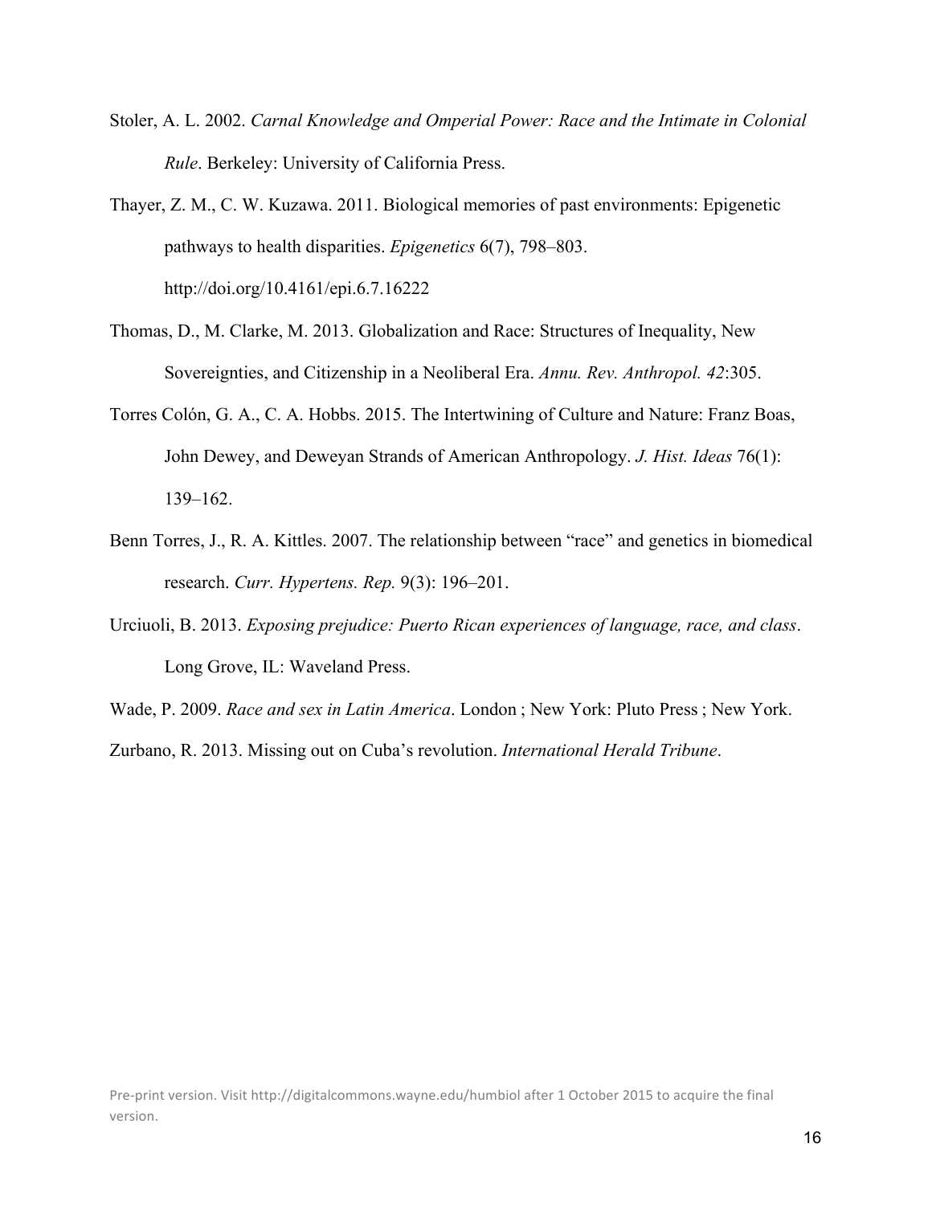Stoler, A. L. 2002. *Carnal Knowledge and Omperial Power: Race and the Intimate in Colonial Rule*. Berkeley: University of California Press.

Thayer, Z. M., C. W. Kuzawa. 2011. Biological memories of past environments: Epigenetic pathways to health disparities. *Epigenetics* 6(7), 798–803. http://doi.org/10.4161/epi.6.7.16222

Thomas, D., M. Clarke, M. 2013. Globalization and Race: Structures of Inequality, New Sovereignties, and Citizenship in a Neoliberal Era. *Annu. Rev. Anthropol. 42*:305.

Torres Colón, G. A., C. A. Hobbs. 2015. The Intertwining of Culture and Nature: Franz Boas, John Dewey, and Deweyan Strands of American Anthropology. *J. Hist. Ideas* 76(1): 139–162.

Benn Torres, J., R. A. Kittles. 2007. The relationship between "race" and genetics in biomedical research. *Curr. Hypertens. Rep.* 9(3): 196–201.

Urciuoli, B. 2013. *Exposing prejudice: Puerto Rican experiences of language, race, and class*. Long Grove, IL: Waveland Press.

Wade, P. 2009. *Race and sex in Latin America*. London ; New York: Pluto Press ; New York.

Zurbano, R. 2013. Missing out on Cuba's revolution. *International Herald Tribune*.

Pre-print version. Visit http://digitalcommons.wayne.edu/humbiol after 1 October 2015 to acquire the final version.